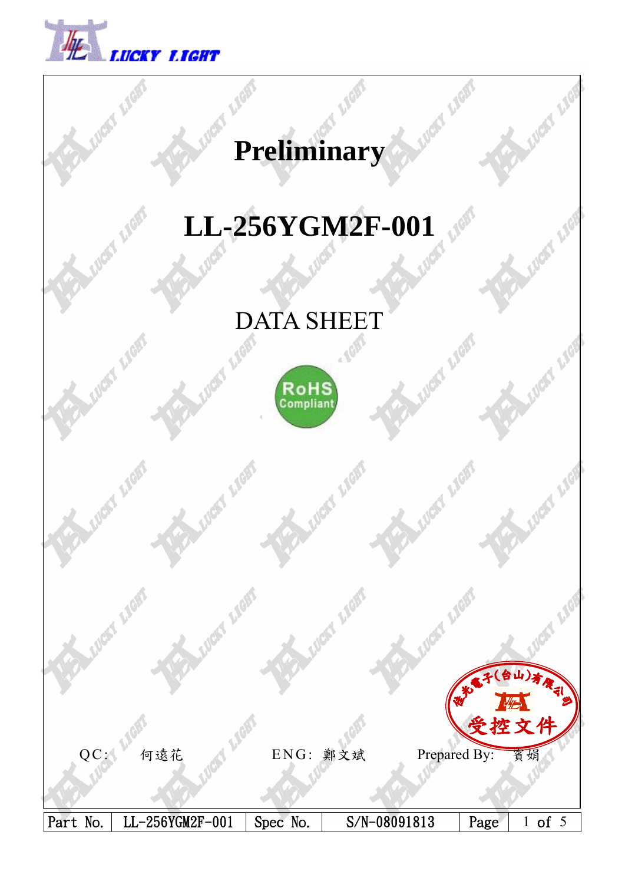# Preliminary

# LL-256YGM2F-001

## DATA SHEET

RoHS Compliant

受控文件

QC: 何遠花　　ENG: 鄭文斌　　Prepared By: 賓娟

| Part No. | LL-256YGM2F-001 | Spec No. | S/N-08091813 |
|---|---|---|---|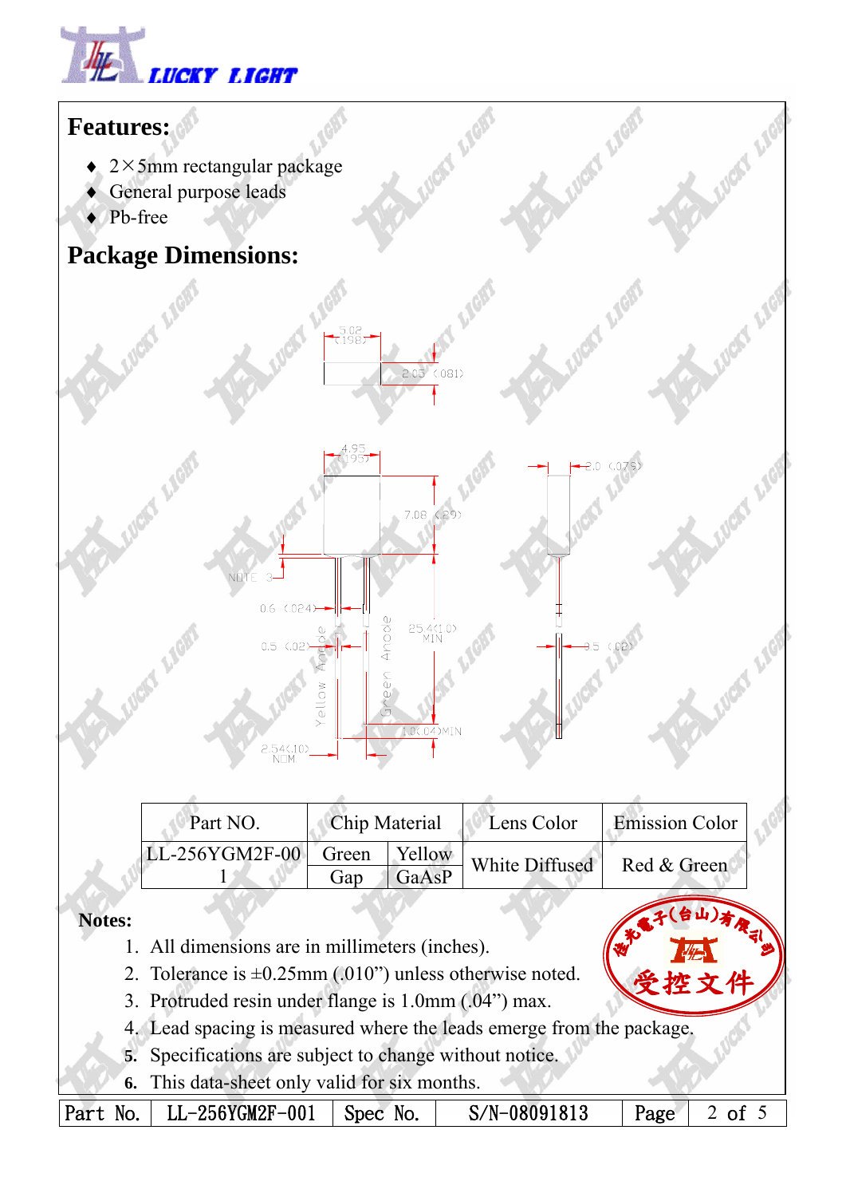## Features:

- 2×5mm rectangular package
- General purpose leads
- Pb-free

## Package Dimensions:

| Part NO. | Chip Material | | Lens Color | Emission Color |
|---|---|---|---|---|
| LL-256YGM2F-001 | Green Gap | Yellow GaAsP | White Diffused | Red & Green |

**Notes:**

1. All dimensions are in millimeters (inches).
2. Tolerance is ±0.25mm (.010") unless otherwise noted.
3. Protruded resin under flange is 1.0mm (.04") max.
4. Lead spacing is measured where the leads emerge from the package.
5. Specifications are subject to change without notice.
6. This data-sheet only valid for six months.

| Part No. | LL-256YGM2F-001 | Spec No. | S/N-08091813 |
|---|---|---|---|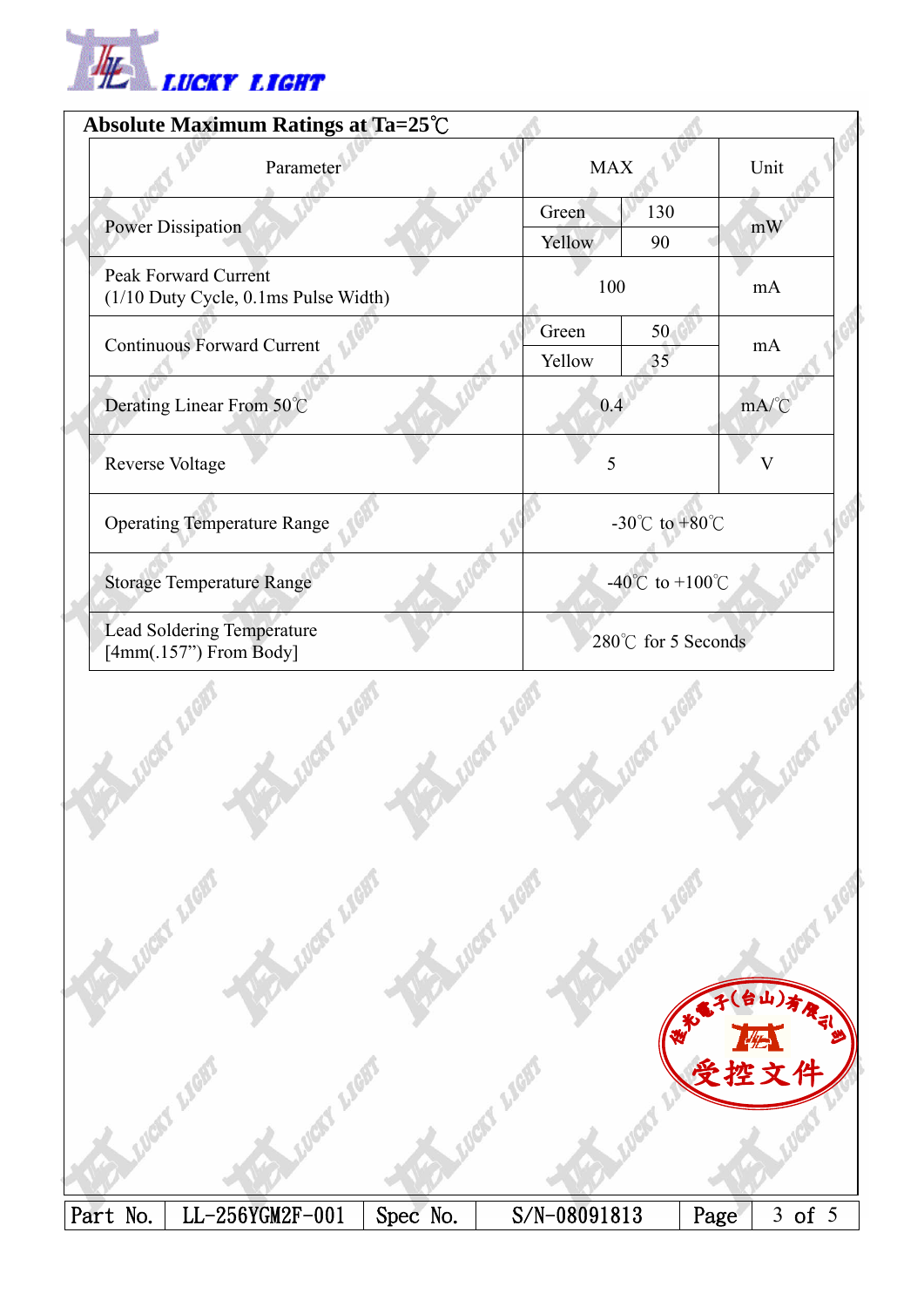## Absolute Maximum Ratings at Ta=25℃

| Parameter | MAX | | Unit |
|---|---|---|---|
| Power Dissipation | Green | 130 | mW |
| | Yellow | 90 | |
| Peak Forward Current (1/10 Duty Cycle, 0.1ms Pulse Width) | 100 | | mA |
| Continuous Forward Current | Green | 50 | mA |
| | Yellow | 35 | |
| Derating Linear From 50℃ | 0.4 | | mA/℃ |
| Reverse Voltage | 5 | | V |
| Operating Temperature Range | -30℃ to +80℃ | | |
| Storage Temperature Range | -40℃ to +100℃ | | |
| Lead Soldering Temperature [4mm(.157”) From Body] | 280℃ for 5 Seconds | | |

| Part No. | LL-256YGM2F-001 | Spec No. | S/N-08091813 |
|---|---|---|---|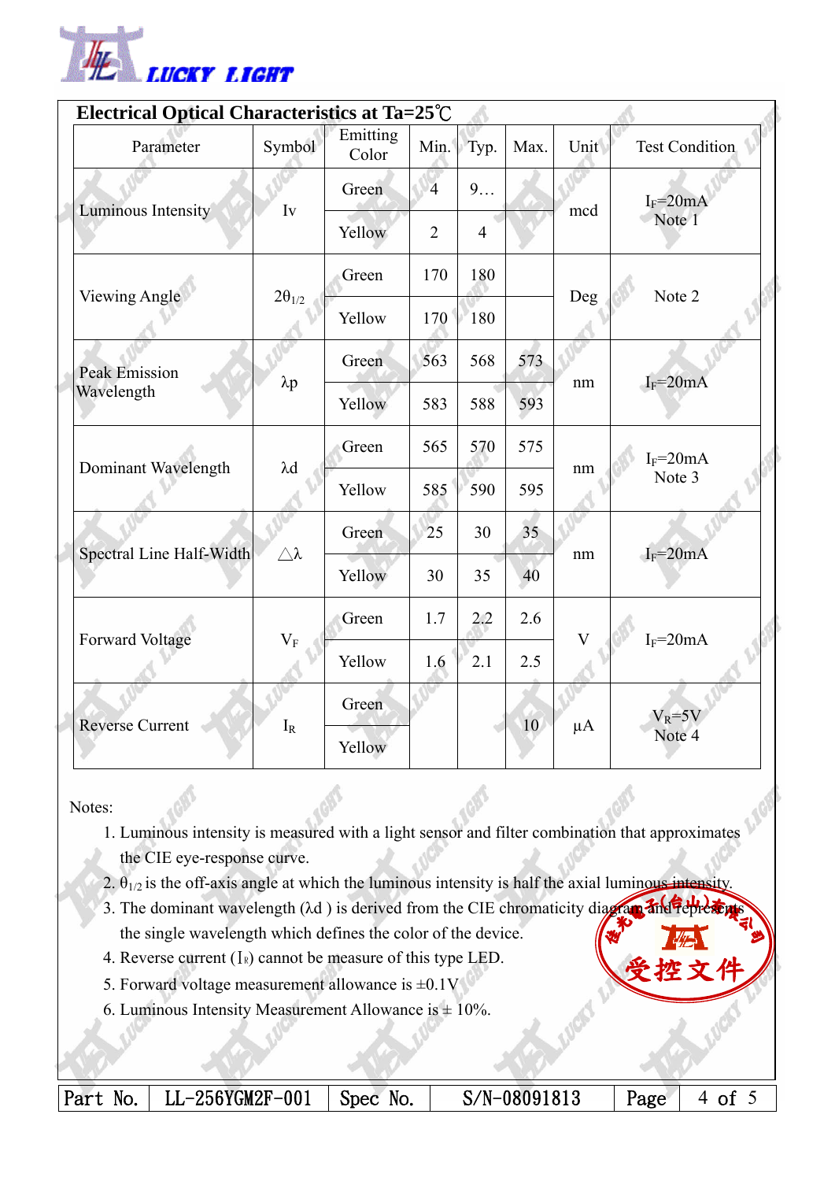## Electrical Optical Characteristics at Ta=25℃

| Parameter | Symbol | Emitting Color | Min. | Typ. | Max. | Unit | Test Condition |
|---|---|---|---|---|---|---|---|
| Luminous Intensity | Iv | Green | 4 | 9… | | mcd | $I_F$=20mA Note 1 |
| | | Yellow | 2 | 4 | | | |
| Viewing Angle | $2\theta_{1/2}$ | Green | 170 | 180 | | Deg | Note 2 |
| | | Yellow | 170 | 180 | | | |
| Peak Emission Wavelength | λp | Green | 563 | 568 | 573 | nm | $I_F$=20mA |
| | | Yellow | 583 | 588 | 593 | | |
| Dominant Wavelength | λd | Green | 565 | 570 | 575 | nm | $I_F$=20mA Note 3 |
| | | Yellow | 585 | 590 | 595 | | |
| Spectral Line Half-Width | △λ | Green | 25 | 30 | 35 | nm | $I_F$=20mA |
| | | Yellow | 30 | 35 | 40 | | |
| Forward Voltage | $V_F$ | Green | 1.7 | 2.2 | 2.6 | V | $I_F$=20mA |
| | | Yellow | 1.6 | 2.1 | 2.5 | | |
| Reverse Current | $I_R$ | Green | | | 10 | μA | $V_R$=5V Note 4 |
| | | Yellow | | | | | |

Notes:

1. Luminous intensity is measured with a light sensor and filter combination that approximates the CIE eye-response curve.
2. $\theta_{1/2}$ is the off-axis angle at which the luminous intensity is half the axial luminous intensity.
3. The dominant wavelength (λd ) is derived from the CIE chromaticity diagram and represents the single wavelength which defines the color of the device.
4. Reverse current ($I_R$) cannot be measure of this type LED.
5. Forward voltage measurement allowance is ±0.1V
6. Luminous Intensity Measurement Allowance is ± 10%.

| Part No. | LL-256YGM2F-001 | Spec No. | S/N-08091813 |
|---|---|---|---|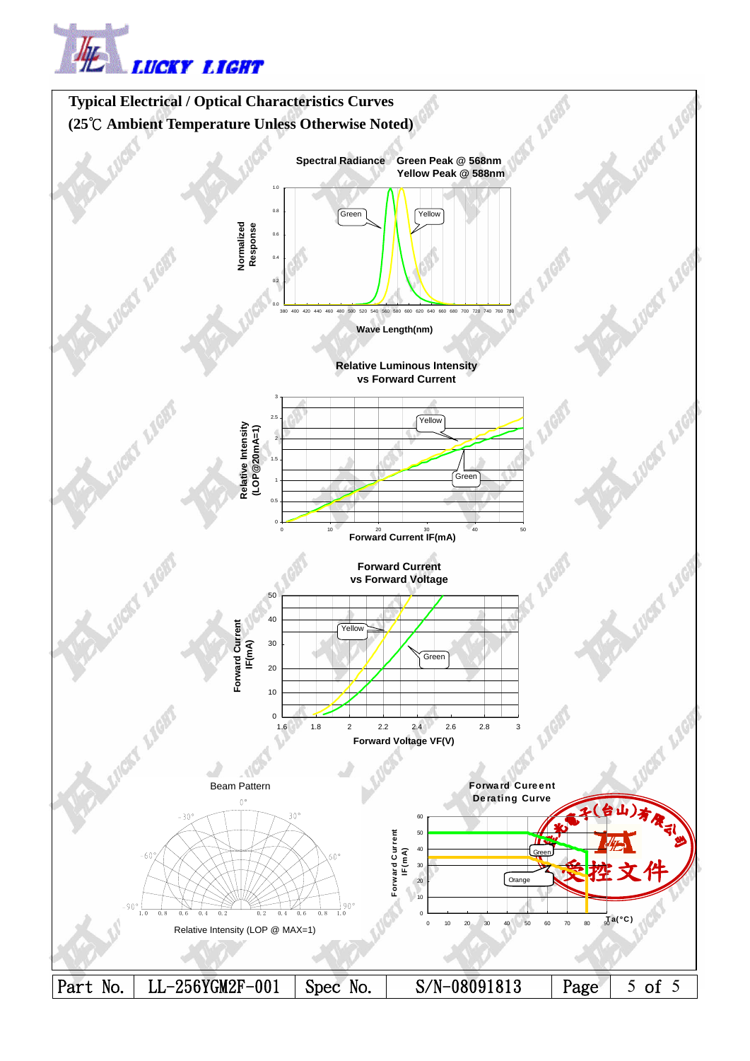## Typical Electrical / Optical Characteristics Curves

## (25℃ Ambient Temperature Unless Otherwise Noted)

Spectral Radiance Green Peak @ 568nm
Yellow Peak @ 588nm

Normalized Response

1.0
0.8
0.6
0.4
0.2
0.0

380 400 420 440 460 480 500 520 540 560 580 600 620 640 660 680 700 720 740 760 780

Wave Length(nm)

Green
Yellow

Relative Luminous Intensity
vs Forward Current

Relative Intensity (LOP@20mA=1)

3
2.5
2
1.5
1
0.5
0

0 10 20 30 40 50

Forward Current IF(mA)

Yellow
Green

Forward Current
vs Forward Voltage

Forward Current IF(mA)

50
40
30
20
10
0

1.6 1.8 2 2.2 2.4 2.6 2.8 3

Forward Voltage VF(V)

Yellow
Green

Beam Pattern

0°
-30° 30°
-60° 60°
-90° 90°

1.0 0.8 0.6 0.4 0.2 0.2 0.4 0.6 0.8 1.0

Relative Intensity (LOP @ MAX=1)

Forward Cureent
Derating Curve

Forward Current IF(mA)

60
50
40
30
20
10
0

0 10 20 30 40 50 60 70 80 90

Ta(°C)

Green
Orange

| Part No. | LL-256YGM2F-001 | Spec No. | S/N-08091813 |
|---|---|---|---|